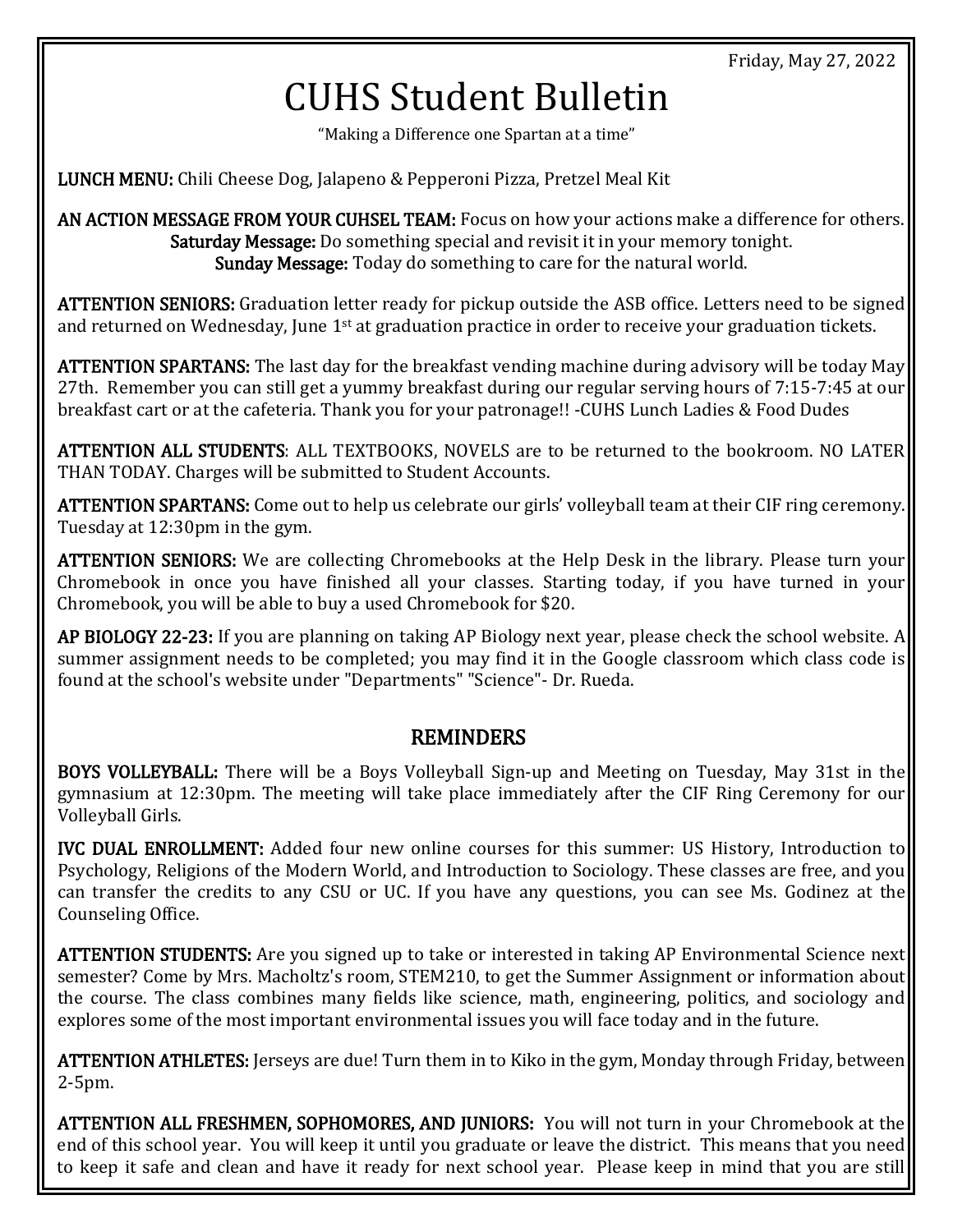Friday, May 27, 2022

# CUHS Student Bulletin

"Making a Difference one Spartan at a time"

**LUNCH MENU:** Chili Cheese Dog, Jalapeno & Pepperoni Pizza, Pretzel Meal Kit

**AN ACTION MESSAGE FROM YOUR CUHSEL TEAM:** Focus on how your actions make a difference for others.
**Saturday Message:** Do something special and revisit it in your memory tonight.
**Sunday Message:** Today do something to care for the natural world.

**ATTENTION SENIORS:** Graduation letter ready for pickup outside the ASB office. Letters need to be signed and returned on Wednesday, June 1st at graduation practice in order to receive your graduation tickets.

**ATTENTION SPARTANS:** The last day for the breakfast vending machine during advisory will be today May 27th. Remember you can still get a yummy breakfast during our regular serving hours of 7:15-7:45 at our breakfast cart or at the cafeteria. Thank you for your patronage!! -CUHS Lunch Ladies & Food Dudes

**ATTENTION ALL STUDENTS**: ALL TEXTBOOKS, NOVELS are to be returned to the bookroom. NO LATER THAN TODAY. Charges will be submitted to Student Accounts.

**ATTENTION SPARTANS:** Come out to help us celebrate our girls' volleyball team at their CIF ring ceremony. Tuesday at 12:30pm in the gym.

**ATTENTION SENIORS:** We are collecting Chromebooks at the Help Desk in the library. Please turn your Chromebook in once you have finished all your classes. Starting today, if you have turned in your Chromebook, you will be able to buy a used Chromebook for $20.

**AP BIOLOGY 22-23:** If you are planning on taking AP Biology next year, please check the school website. A summer assignment needs to be completed; you may find it in the Google classroom which class code is found at the school's website under "Departments" "Science"- Dr. Rueda.

## REMINDERS

**BOYS VOLLEYBALL:** There will be a Boys Volleyball Sign-up and Meeting on Tuesday, May 31st in the gymnasium at 12:30pm. The meeting will take place immediately after the CIF Ring Ceremony for our Volleyball Girls.

**IVC DUAL ENROLLMENT:** Added four new online courses for this summer: US History, Introduction to Psychology, Religions of the Modern World, and Introduction to Sociology. These classes are free, and you can transfer the credits to any CSU or UC. If you have any questions, you can see Ms. Godinez at the Counseling Office.

**ATTENTION STUDENTS:** Are you signed up to take or interested in taking AP Environmental Science next semester? Come by Mrs. Macholtz's room, STEM210, to get the Summer Assignment or information about the course. The class combines many fields like science, math, engineering, politics, and sociology and explores some of the most important environmental issues you will face today and in the future.

**ATTENTION ATHLETES:** Jerseys are due! Turn them in to Kiko in the gym, Monday through Friday, between 2-5pm.

**ATTENTION ALL FRESHMEN, SOPHOMORES, AND JUNIORS:** You will not turn in your Chromebook at the end of this school year. You will keep it until you graduate or leave the district. This means that you need to keep it safe and clean and have it ready for next school year. Please keep in mind that you are still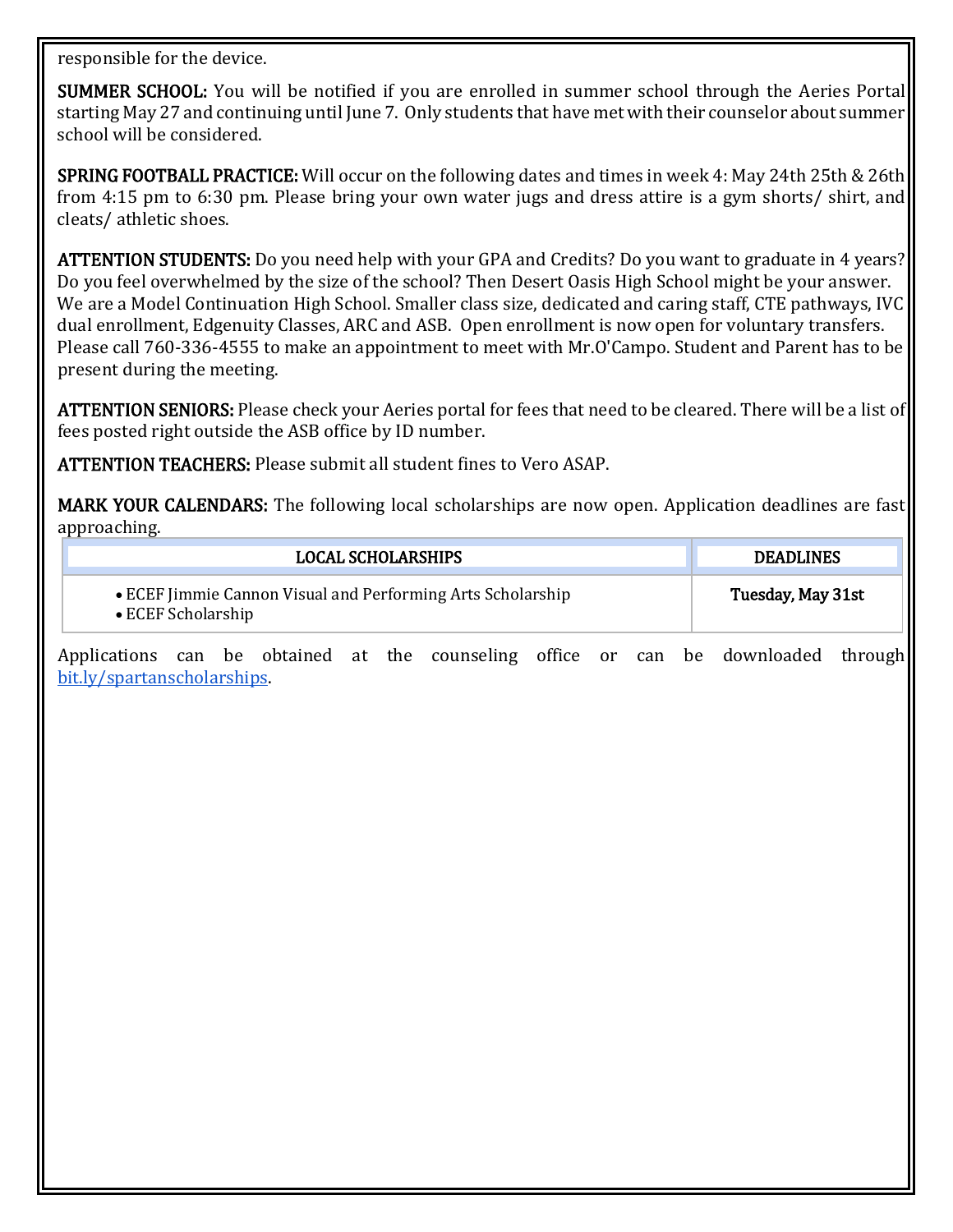responsible for the device.

**SUMMER SCHOOL:** You will be notified if you are enrolled in summer school through the Aeries Portal starting May 27 and continuing until June 7. Only students that have met with their counselor about summer school will be considered.

**SPRING FOOTBALL PRACTICE:** Will occur on the following dates and times in week 4: May 24th 25th & 26th from 4:15 pm to 6:30 pm. Please bring your own water jugs and dress attire is a gym shorts/ shirt, and cleats/ athletic shoes.

**ATTENTION STUDENTS:** Do you need help with your GPA and Credits? Do you want to graduate in 4 years? Do you feel overwhelmed by the size of the school? Then Desert Oasis High School might be your answer. We are a Model Continuation High School. Smaller class size, dedicated and caring staff, CTE pathways, IVC dual enrollment, Edgenuity Classes, ARC and ASB. Open enrollment is now open for voluntary transfers. Please call 760-336-4555 to make an appointment to meet with Mr.O'Campo. Student and Parent has to be present during the meeting.

**ATTENTION SENIORS:** Please check your Aeries portal for fees that need to be cleared. There will be a list of fees posted right outside the ASB office by ID number.

**ATTENTION TEACHERS:** Please submit all student fines to Vero ASAP.

**MARK YOUR CALENDARS:** The following local scholarships are now open. Application deadlines are fast approaching.

| LOCAL SCHOLARSHIPS | DEADLINES |
| --- | --- |
| • ECEF Jimmie Cannon Visual and Performing Arts Scholarship<br>• ECEF Scholarship | **Tuesday, May 31st** |

Applications can be obtained at the counseling office or can be downloaded through bit.ly/spartanscholarships.